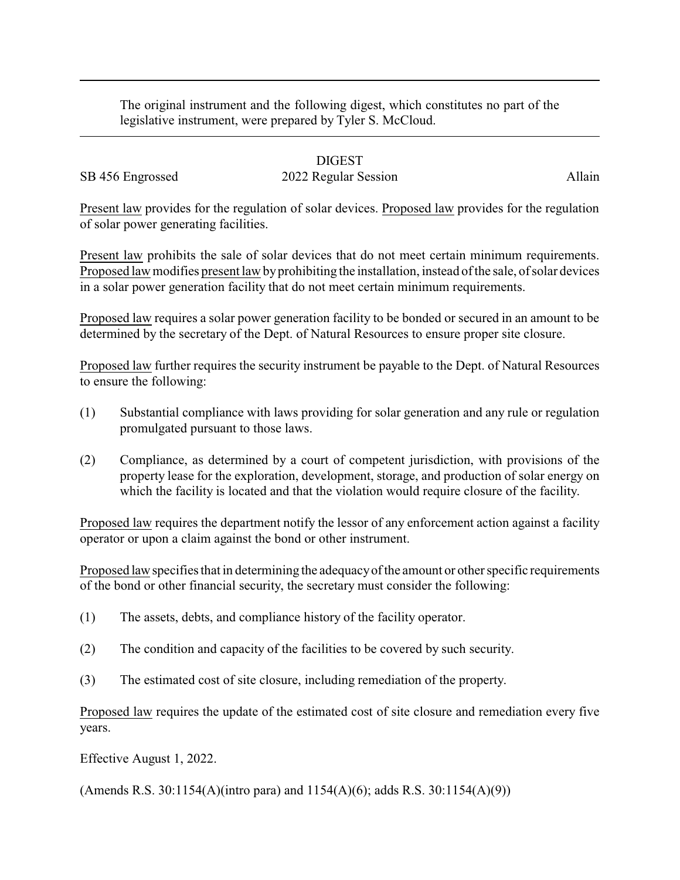The original instrument and the following digest, which constitutes no part of the legislative instrument, were prepared by Tyler S. McCloud.

DIGEST

SB 456 Engrossed 2022 Regular Session Allain

Present law provides for the regulation of solar devices. Proposed law provides for the regulation of solar power generating facilities.

Present law prohibits the sale of solar devices that do not meet certain minimum requirements. Proposed law modifies present law by prohibiting the installation, instead of the sale, of solar devices in a solar power generation facility that do not meet certain minimum requirements.

Proposed law requires a solar power generation facility to be bonded or secured in an amount to be determined by the secretary of the Dept. of Natural Resources to ensure proper site closure.

Proposed law further requires the security instrument be payable to the Dept. of Natural Resources to ensure the following:

(1) Substantial compliance with laws providing for solar generation and any rule or regulation promulgated pursuant to those laws.

(2) Compliance, as determined by a court of competent jurisdiction, with provisions of the property lease for the exploration, development, storage, and production of solar energy on which the facility is located and that the violation would require closure of the facility.

Proposed law requires the department notify the lessor of any enforcement action against a facility operator or upon a claim against the bond or other instrument.

Proposed law specifies that in determining the adequacy of the amount or other specific requirements of the bond or other financial security, the secretary must consider the following:

(1) The assets, debts, and compliance history of the facility operator.

(2) The condition and capacity of the facilities to be covered by such security.

(3) The estimated cost of site closure, including remediation of the property.

Proposed law requires the update of the estimated cost of site closure and remediation every five years.

Effective August 1, 2022.

(Amends R.S. 30:1154(A)(intro para) and 1154(A)(6); adds R.S. 30:1154(A)(9))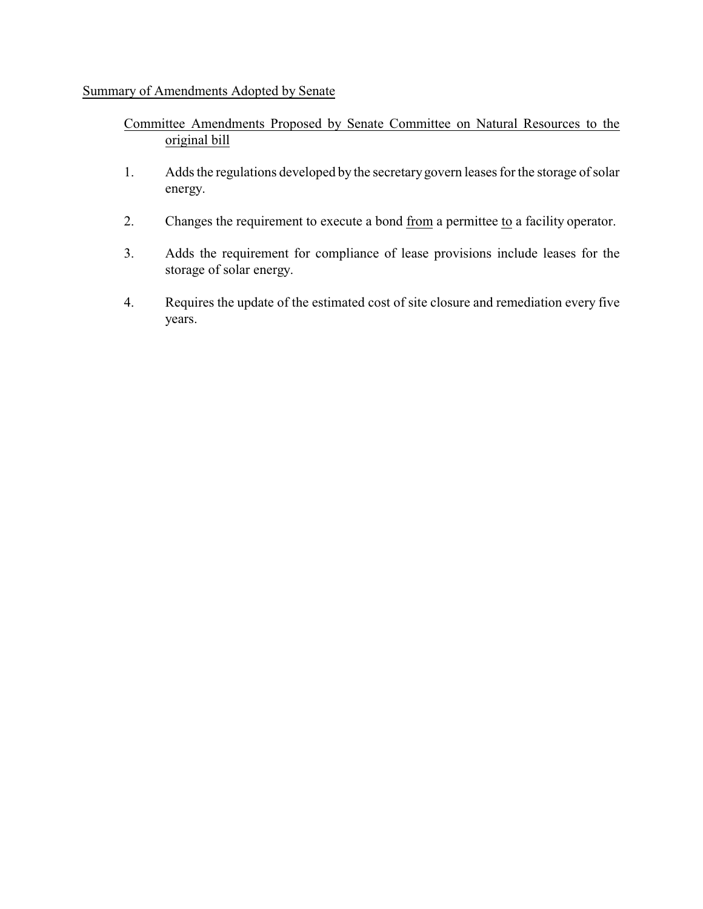<u>Summary of Amendments Adopted by Senate</u>

<u>Committee Amendments Proposed by Senate Committee on Natural Resources to the original bill</u>

1. Adds the regulations developed by the secretary govern leases for the storage of solar energy.

2. Changes the requirement to execute a bond <u>from</u> a permittee <u>to</u> a facility operator.

3. Adds the requirement for compliance of lease provisions include leases for the storage of solar energy.

4. Requires the update of the estimated cost of site closure and remediation every five years.